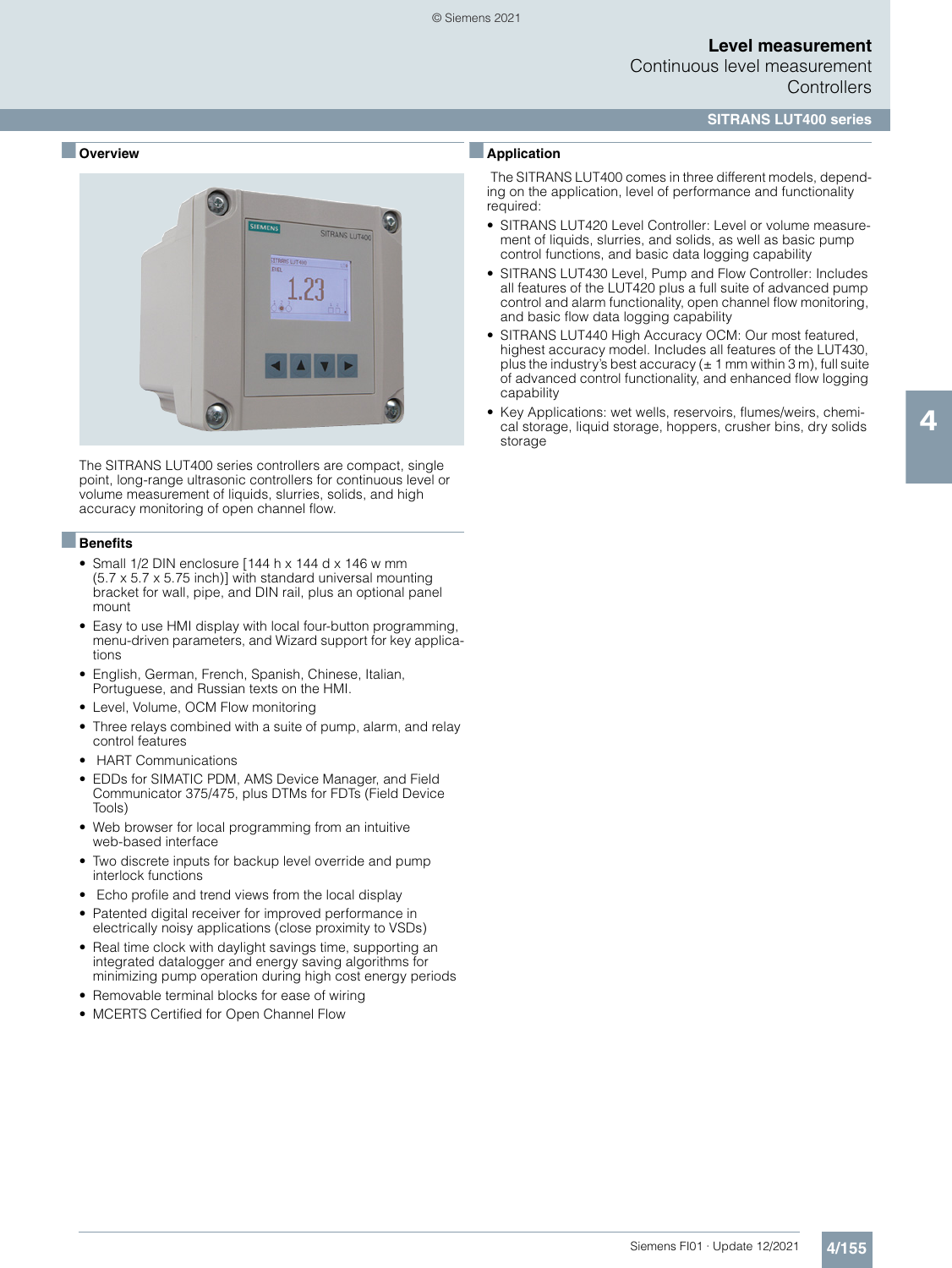# Level measurement
## Continuous level measurement
## Controllers

### SITRANS LUT400 series

### Overview

The SITRANS LUT400 series controllers are compact, single point, long-range ultrasonic controllers for continuous level or volume measurement of liquids, slurries, solids, and high accuracy monitoring of open channel flow.

### Benefits

- Small 1/2 DIN enclosure [144 h x 144 d x 146 w mm (5.7 x 5.7 x 5.75 inch)] with standard universal mounting bracket for wall, pipe, and DIN rail, plus an optional panel mount
- Easy to use HMI display with local four-button programming, menu-driven parameters, and Wizard support for key applications
- English, German, French, Spanish, Chinese, Italian, Portuguese, and Russian texts on the HMI.
- Level, Volume, OCM Flow monitoring
- Three relays combined with a suite of pump, alarm, and relay control features
- HART Communications
- EDDs for SIMATIC PDM, AMS Device Manager, and Field Communicator 375/475, plus DTMs for FDTs (Field Device Tools)
- Web browser for local programming from an intuitive web-based interface
- Two discrete inputs for backup level override and pump interlock functions
- Echo profile and trend views from the local display
- Patented digital receiver for improved performance in electrically noisy applications (close proximity to VSDs)
- Real time clock with daylight savings time, supporting an integrated datalogger and energy saving algorithms for minimizing pump operation during high cost energy periods
- Removable terminal blocks for ease of wiring
- MCERTS Certified for Open Channel Flow

### Application

The SITRANS LUT400 comes in three different models, depending on the application, level of performance and functionality required:

- SITRANS LUT420 Level Controller: Level or volume measurement of liquids, slurries, and solids, as well as basic pump control functions, and basic data logging capability
- SITRANS LUT430 Level, Pump and Flow Controller: Includes all features of the LUT420 plus a full suite of advanced pump control and alarm functionality, open channel flow monitoring, and basic flow data logging capability
- SITRANS LUT440 High Accuracy OCM: Our most featured, highest accuracy model. Includes all features of the LUT430, plus the industry's best accuracy (± 1 mm within 3 m), full suite of advanced control functionality, and enhanced flow logging capability
- Key Applications: wet wells, reservoirs, flumes/weirs, chemical storage, liquid storage, hoppers, crusher bins, dry solids storage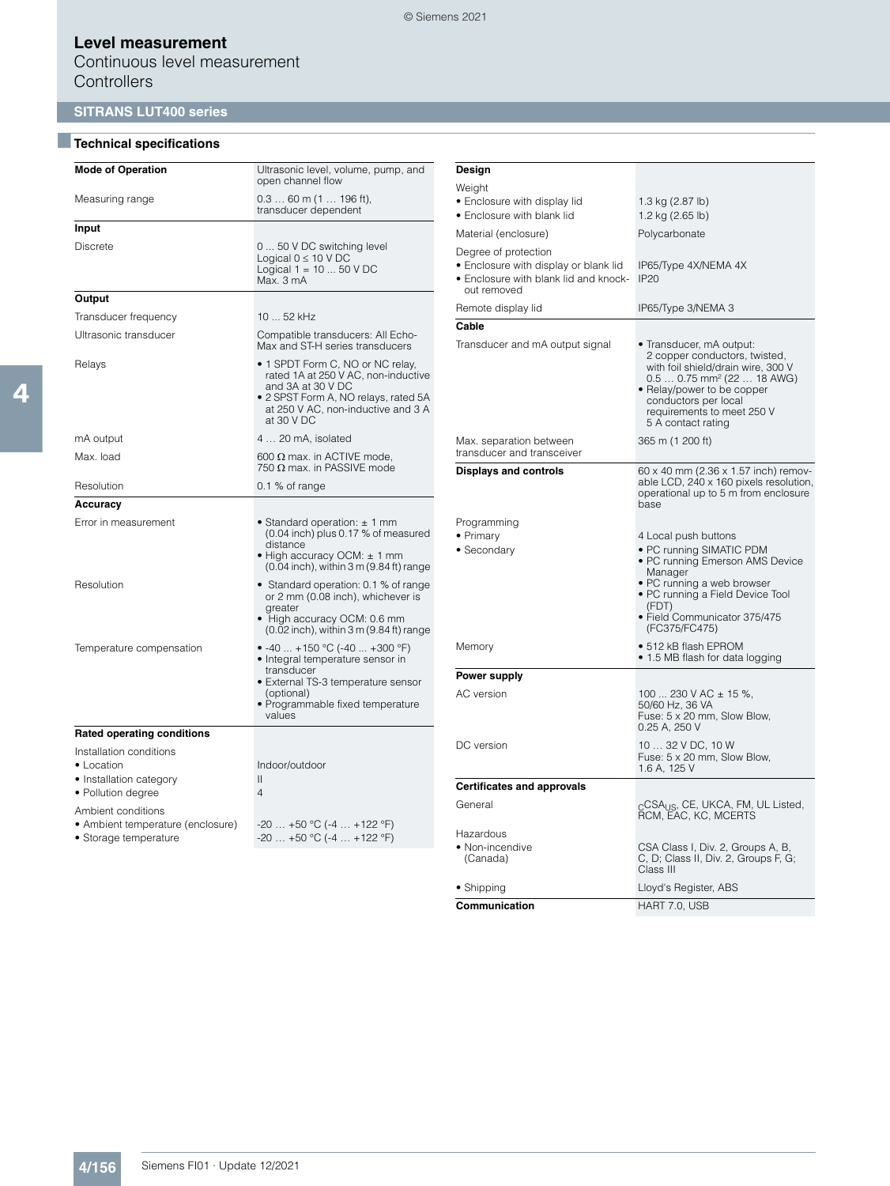# Level measurement

Continuous level measurement

Controllers

## SITRANS LUT400 series

### Technical specifications

| **Mode of Operation** | Ultrasonic level, volume, pump, and open channel flow |
|---|---|
| Measuring range | 0.3 … 60 m (1 … 196 ft), transducer dependent |
| **Input** | |
| Discrete | 0 ... 50 V DC switching level<br>Logical 0 ≤ 10 V DC<br>Logical 1 = 10 ... 50 V DC<br>Max. 3 mA |
| **Output** | |
| Transducer frequency | 10 ... 52 kHz |
| Ultrasonic transducer | Compatible transducers: All Echo-Max and ST-H series transducers |
| Relays | • 1 SPDT Form C, NO or NC relay, rated 1A at 250 V AC, non-inductive and 3A at 30 V DC<br>• 2 SPST Form A, NO relays, rated 5A at 250 V AC, non-inductive and 3 A at 30 V DC |
| mA output | 4 … 20 mA, isolated |
| Max. load | 600 Ω max. in ACTIVE mode, 750 Ω max. in PASSIVE mode |
| Resolution | 0.1 % of range |
| **Accuracy** | |
| Error in measurement | • Standard operation: ± 1 mm (0.04 inch) plus 0.17 % of measured distance<br>• High accuracy OCM: ± 1 mm (0.04 inch), within 3 m (9.84 ft) range |
| Resolution | • Standard operation: 0.1 % of range or 2 mm (0.08 inch), whichever is greater<br>• High accuracy OCM: 0.6 mm (0.02 inch), within 3 m (9.84 ft) range |
| Temperature compensation | • -40 ... +150 °C (-40 ... +300 °F)<br>• Integral temperature sensor in transducer<br>• External TS-3 temperature sensor (optional)<br>• Programmable fixed temperature values |
| **Rated operating conditions** | |
| Installation conditions | |
| • Location | Indoor/outdoor |
| • Installation category | II |
| • Pollution degree | 4 |
| Ambient conditions | |
| • Ambient temperature (enclosure) | -20 … +50 °C (-4 … +122 °F) |
| • Storage temperature | -20 … +50 °C (-4 … +122 °F) |

| **Design** | |
|---|---|
| Weight | |
| • Enclosure with display lid | 1.3 kg (2.87 lb) |
| • Enclosure with blank lid | 1.2 kg (2.65 lb) |
| Material (enclosure) | Polycarbonate |
| Degree of protection | |
| • Enclosure with display or blank lid | IP65/Type 4X/NEMA 4X |
| • Enclosure with blank lid and knock-out removed | IP20 |
| Remote display lid | IP65/Type 3/NEMA 3 |
| **Cable** | |
| Transducer and mA output signal | • Transducer, mA output: 2 copper conductors, twisted, with foil shield/drain wire, 300 V 0.5 … 0.75 mm² (22 … 18 AWG)<br>• Relay/power to be copper conductors per local requirements to meet 250 V 5 A contact rating |
| Max. separation between transducer and transceiver | 365 m (1 200 ft) |
| **Displays and controls** | 60 x 40 mm (2.36 x 1.57 inch) removable LCD, 240 x 160 pixels resolution, operational up to 5 m from enclosure base |
| Programming | |
| • Primary | 4 Local push buttons |
| • Secondary | • PC running SIMATIC PDM<br>• PC running Emerson AMS Device Manager<br>• PC running a web browser<br>• PC running a Field Device Tool (FDT)<br>• Field Communicator 375/475 (FC375/FC475) |
| Memory | • 512 kB flash EPROM<br>• 1.5 MB flash for data logging |
| **Power supply** | |
| AC version | 100 ... 230 V AC ± 15 %, 50/60 Hz, 36 VA<br>Fuse: 5 x 20 mm, Slow Blow, 0.25 A, 250 V |
| DC version | 10 … 32 V DC, 10 W<br>Fuse: 5 x 20 mm, Slow Blow, 1.6 A, 125 V |
| **Certificates and approvals** | |
| General | $_{C}$CSA$_{US}$, CE, UKCA, FM, UL Listed, RCM, EAC, KC, MCERTS |
| Hazardous | |
| • Non-incendive (Canada) | CSA Class I, Div. 2, Groups A, B, C, D; Class II, Div. 2, Groups F, G; Class III |
| • Shipping | Lloyd's Register, ABS |
| **Communication** | HART 7.0, USB |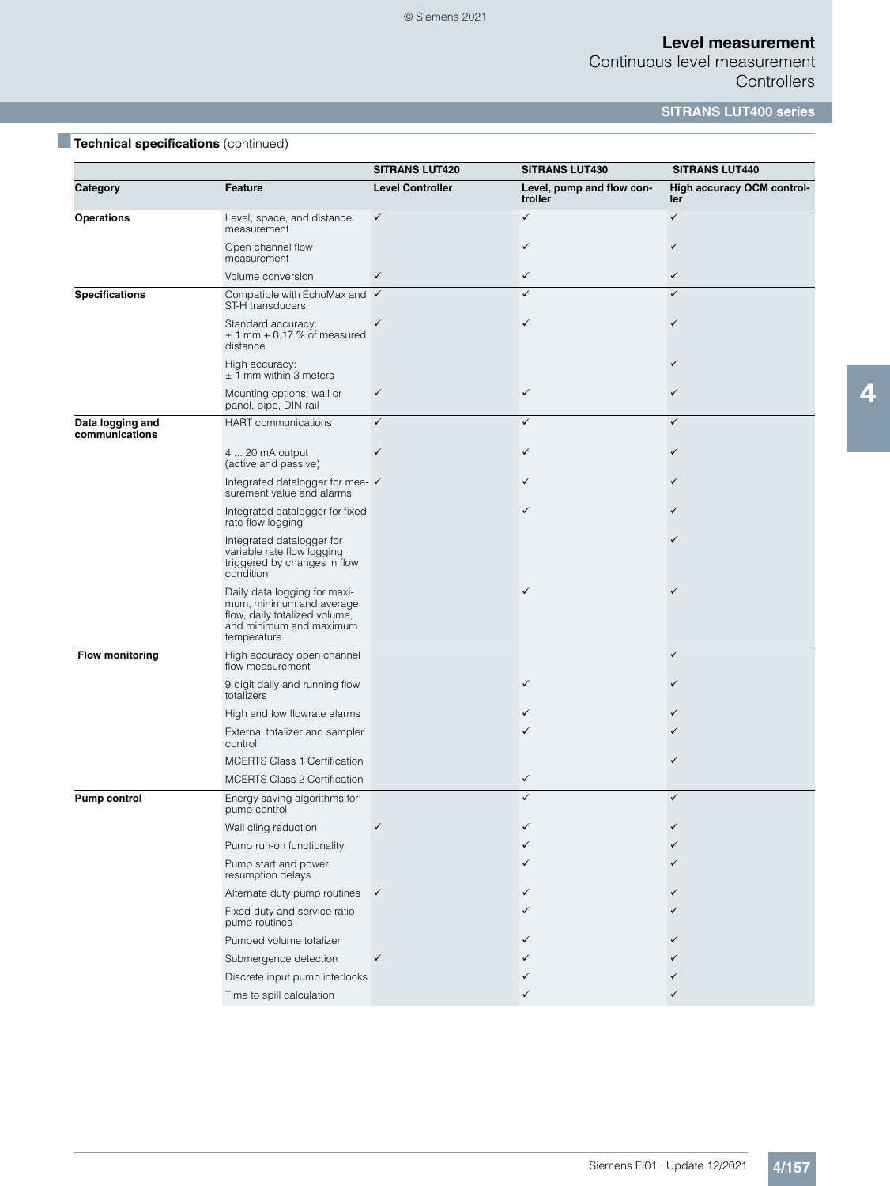## Technical specifications (continued)

| Category | Feature | SITRANS LUT420 Level Controller | SITRANS LUT430 Level, pump and flow controller | SITRANS LUT440 High accuracy OCM controller |
|---|---|---|---|---|
| **Operations** | Level, space, and distance measurement | ✓ | ✓ | ✓ |
| | Open channel flow measurement | | ✓ | ✓ |
| | Volume conversion | ✓ | ✓ | ✓ |
| **Specifications** | Compatible with EchoMax and ST-H transducers | ✓ | ✓ | ✓ |
| | Standard accuracy: ± 1 mm + 0.17 % of measured distance | ✓ | ✓ | ✓ |
| | High accuracy: ± 1 mm within 3 meters | | | ✓ |
| | Mounting options: wall or panel, pipe, DIN-rail | ✓ | ✓ | ✓ |
| **Data logging and communications** | HART communications | ✓ | ✓ | ✓ |
| | 4 ... 20 mA output (active and passive) | ✓ | ✓ | ✓ |
| | Integrated datalogger for measurement value and alarms | ✓ | ✓ | ✓ |
| | Integrated datalogger for fixed rate flow logging | | ✓ | ✓ |
| | Integrated datalogger for variable rate flow logging triggered by changes in flow condition | | | ✓ |
| | Daily data logging for maximum, minimum and average flow, daily totalized volume, and minimum and maximum temperature | | ✓ | ✓ |
| **Flow monitoring** | High accuracy open channel flow measurement | | | ✓ |
| | 9 digit daily and running flow totalizers | | ✓ | ✓ |
| | High and low flowrate alarms | | ✓ | ✓ |
| | External totalizer and sampler control | | ✓ | ✓ |
| | MCERTS Class 1 Certification | | | ✓ |
| | MCERTS Class 2 Certification | | ✓ | |
| **Pump control** | Energy saving algorithms for pump control | | ✓ | ✓ |
| | Wall cling reduction | ✓ | ✓ | ✓ |
| | Pump run-on functionality | | ✓ | ✓ |
| | Pump start and power resumption delays | | ✓ | ✓ |
| | Alternate duty pump routines | ✓ | ✓ | ✓ |
| | Fixed duty and service ratio pump routines | | ✓ | ✓ |
| | Pumped volume totalizer | | ✓ | ✓ |
| | Submergence detection | ✓ | ✓ | ✓ |
| | Discrete input pump interlocks | | ✓ | ✓ |
| | Time to spill calculation | | ✓ | ✓ |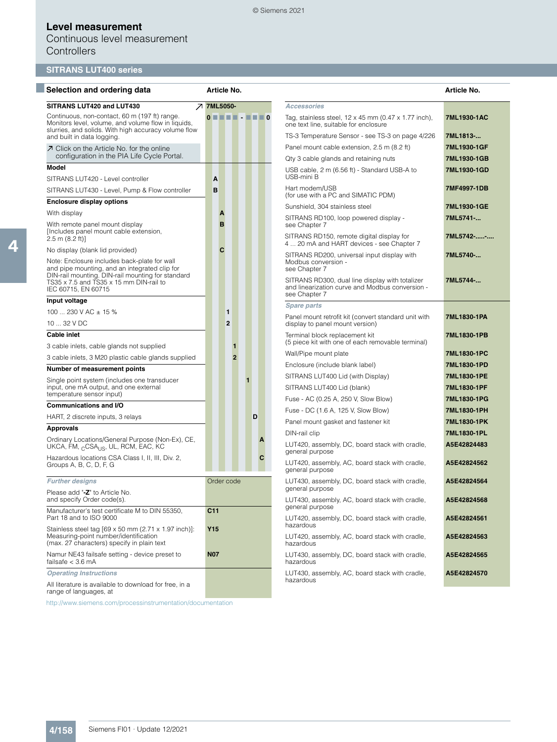# Level measurement

Continuous level measurement

Controllers

## SITRANS LUT400 series

### Selection and ordering data

| | Article No. |
|---|---|
| **SITRANS LUT420 and LUT430** ↗ | **7ML5050-** |
| Continuous, non-contact, 60 m (197 ft) range. Monitors level, volume, and volume flow in liquids, slurries, and solids. With high accuracy volume flow and built in data logging. | **0 ■ ■ ■ ■ - ■ ■ ■ 0** |
| ↗ Click on the Article No. for the online configuration in the PIA Life Cycle Portal. | |
| **Model** | |
| SITRANS LUT420 - Level controller | **A** |
| SITRANS LUT430 - Level, Pump & Flow controller | **B** |
| **Enclosure display options** | |
| With display | **A** |
| With remote panel mount display [Includes panel mount cable extension, 2.5 m (8.2 ft)] | **B** |
| No display (blank lid provided) | **C** |
| Note: Enclosure includes back-plate for wall and pipe mounting, and an integrated clip for DIN-rail mounting. DIN-rail mounting for standard TS35 x 7.5 and TS35 x 15 mm DIN-rail to IEC 60715, EN 60715 | |
| **Input voltage** | |
| 100 ... 230 V AC ± 15 % | **1** |
| 10 ... 32 V DC | **2** |
| **Cable inlet** | |
| 3 cable inlets, cable glands not supplied | **1** |
| 3 cable inlets, 3 M20 plastic cable glands supplied | **2** |
| **Number of measurement points** | |
| Single point system (includes one transducer input, one mA output, and one external temperature sensor input) | **1** |
| **Communications and I/O** | |
| HART, 2 discrete inputs, 3 relays | **D** |
| **Approvals** | |
| Ordinary Locations/General Purpose (Non-Ex), CE, UKCA, FM, $_{C}$CSA$_{US}$, UL, RCM, EAC, KC | **A** |
| Hazardous locations CSA Class I, II, III, Div. 2, Groups A, B, C, D, F, G | **C** |

| *Further designs* | Order code |
|---|---|
| Please add **"-Z"** to Article No. and specify Order code(s). | |
| Manufacturer's test certificate M to DIN 55350, Part 18 and to ISO 9000 | **C11** |
| Stainless steel tag [69 x 50 mm (2.71 x 1.97 inch)]: Measuring-point number/identification (max. 27 characters) specify in plain text | **Y15** |
| Namur NE43 failsafe setting - device preset to failsafe < 3.6 mA | **N07** |
| *Operating Instructions* | |
| All literature is available to download for free, in a range of languages, at | |

http://www.siemens.com/processinstrumentation/documentation

| | Article No. |
|---|---|
| *Accessories* | |
| Tag, stainless steel, 12 x 45 mm (0.47 x 1.77 inch), one text line, suitable for enclosure | **7ML1930-1AC** |
| TS-3 Temperature Sensor - see TS-3 on page 4/226 | **7ML1813-...** |
| Panel mount cable extension, 2.5 m (8.2 ft) | **7ML1930-1GF** |
| Qty 3 cable glands and retaining nuts | **7ML1930-1GB** |
| USB cable, 2 m (6.56 ft) - Standard USB-A to USB-mini B | **7ML1930-1GD** |
| Hart modem/USB (for use with a PC and SIMATIC PDM) | **7MF4997-1DB** |
| Sunshield, 304 stainless steel | **7ML1930-1GE** |
| SITRANS RD100, loop powered display - see Chapter 7 | **7ML5741-...** |
| SITRANS RD150, remote digital display for 4 ... 20 mA and HART devices - see Chapter 7 | **7ML5742-.....-....** |
| SITRANS RD200, universal input display with Modbus conversion - see Chapter 7 | **7ML5740-...** |
| SITRANS RD300, dual line display with totalizer and linearization curve and Modbus conversion - see Chapter 7 | **7ML5744-...** |
| *Spare parts* | |
| Panel mount retrofit kit (convert standard unit with display to panel mount version) | **7ML1830-1PA** |
| Terminal block replacement kit (5 piece kit with one of each removable terminal) | **7ML1830-1PB** |
| Wall/Pipe mount plate | **7ML1830-1PC** |
| Enclosure (include blank label) | **7ML1830-1PD** |
| SITRANS LUT400 Lid (with Display) | **7ML1830-1PE** |
| SITRANS LUT400 Lid (blank) | **7ML1830-1PF** |
| Fuse - AC (0.25 A, 250 V, Slow Blow) | **7ML1830-1PG** |
| Fuse - DC (1.6 A, 125 V, Slow Blow) | **7ML1830-1PH** |
| Panel mount gasket and fastener kit | **7ML1830-1PK** |
| DIN-rail clip | **7ML1830-1PL** |
| LUT420, assembly, DC, board stack with cradle, general purpose | **A5E42824483** |
| LUT420, assembly, AC, board stack with cradle, general purpose | **A5E42824562** |
| LUT430, assembly, DC, board stack with cradle, general purpose | **A5E42824564** |
| LUT430, assembly, AC, board stack with cradle, general purpose | **A5E42824568** |
| LUT420, assembly, DC, board stack with cradle, hazardous | **A5E42824561** |
| LUT420, assembly, AC, board stack with cradle, hazardous | **A5E42824563** |
| LUT430, assembly, DC, board stack with cradle, hazardous | **A5E42824565** |
| LUT430, assembly, AC, board stack with cradle, hazardous | **A5E42824570** |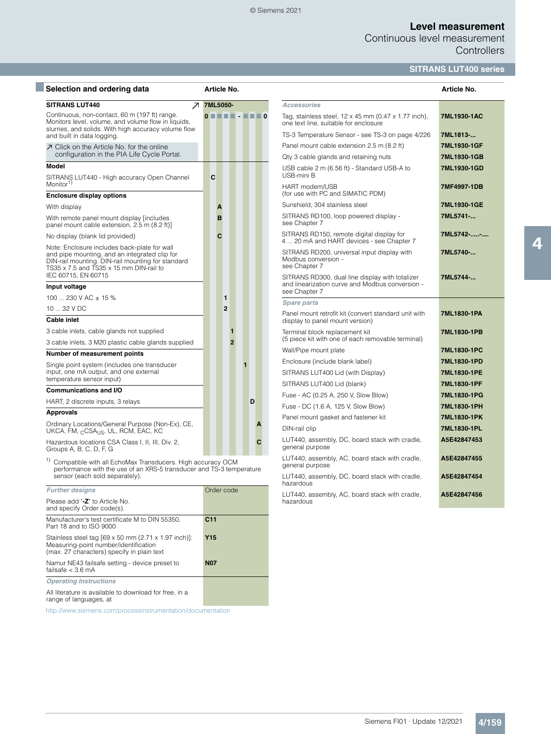## Selection and ordering data

| SITRANS LUT440 | Article No. |
|---|---|
| Continuous, non-contact, 60 m (197 ft) range. Monitors level, volume, and volume flow in liquids, slurries, and solids. With high accuracy volume flow and built in data logging. | **7ML5050-** 0 ■ ■ ■ ■ - ■ ■ ■ 0 |
| ↗ Click on the Article No. for the online configuration in the PIA Life Cycle Portal. | |
| **Model** | |
| SITRANS LUT440 - High accuracy Open Channel Monitor[1] | C |
| **Enclosure display options** | |
| With display | A |
| With remote panel mount display [includes panel mount cable extension, 2.5 m (8.2 ft)] | B |
| No display (blank lid provided) | C |
| Note: Enclosure includes back-plate for wall and pipe mounting, and an integrated clip for DIN-rail mounting. DIN-rail mounting for standard TS35 x 7.5 and TS35 x 15 mm DIN-rail to IEC 60715, EN 60715 | |
| **Input voltage** | |
| 100 ... 230 V AC ± 15 % | 1 |
| 10 ... 32 V DC | 2 |
| **Cable inlet** | |
| 3 cable inlets, cable glands not supplied | 1 |
| 3 cable inlets, 3 M20 plastic cable glands supplied | 2 |
| **Number of measurement points** | |
| Single point system (includes one transducer input, one mA output, and one external temperature sensor input) | 1 |
| **Communications and I/O** | |
| HART, 2 discrete inputs, 3 relays | D |
| **Approvals** | |
| Ordinary Locations/General Purpose (Non-Ex), CE, UKCA, FM, $_C$CSA$_{US}$, UL, RCM, EAC, KC | A |
| Hazardous locations CSA Class I, II, III, Div. 2, Groups A, B, C, D, F, G | C |

[1] Compatible with all EchoMax Transducers. High accuracy OCM performance with the use of an XRS-5 transducer and TS-3 temperature sensor (each sold separately).

| *Further designs* | Order code |
|---|---|
| Please add "**-Z**" to Article No. and specify Order code(s). | |
| Manufacturer's test certificate M to DIN 55350, Part 18 and to ISO 9000 | **C11** |
| Stainless steel tag [69 x 50 mm (2.71 x 1.97 inch)]: Measuring-point number/identification (max. 27 characters) specify in plain text | **Y15** |
| Namur NE43 failsafe setting - device preset to failsafe < 3.6 mA | **N07** |

*Operating Instructions*

All literature is available to download for free, in a range of languages, at

http://www.siemens.com/processinstrumentation/documentation

| | Article No. |
|---|---|
| *Accessories* | |
| Tag, stainless steel, 12 x 45 mm (0.47 x 1.77 inch), one text line, suitable for enclosure | **7ML1930-1AC** |
| TS-3 Temperature Sensor - see TS-3 on page 4/226 | **7ML1813-...** |
| Panel mount cable extension 2.5 m (8.2 ft) | **7ML1930-1GF** |
| Qty 3 cable glands and retaining nuts | **7ML1930-1GB** |
| USB cable 2 m (6.56 ft) - Standard USB-A to USB-mini B | **7ML1930-1GD** |
| HART modem/USB (for use with PC and SIMATIC PDM) | **7MF4997-1DB** |
| Sunshield, 304 stainless steel | **7ML1930-1GE** |
| SITRANS RD100, loop powered display - see Chapter 7 | **7ML5741-...** |
| SITRANS RD150, remote digital display for 4 ... 20 mA and HART devices - see Chapter 7 | **7ML5742-.....-....** |
| SITRANS RD200, universal input display with Modbus conversion - see Chapter 7 | **7ML5740-...** |
| SITRANS RD300, dual line display with totalizer and linearization curve and Modbus conversion - see Chapter 7 | **7ML5744-...** |
| *Spare parts* | |
| Panel mount retrofit kit (convert standard unit with display to panel mount version) | **7ML1830-1PA** |
| Terminal block replacement kit (5 piece kit with one of each removable terminal) | **7ML1830-1PB** |
| Wall/Pipe mount plate | **7ML1830-1PC** |
| Enclosure (include blank label) | **7ML1830-1PD** |
| SITRANS LUT400 Lid (with Display) | **7ML1830-1PE** |
| SITRANS LUT400 Lid (blank) | **7ML1830-1PF** |
| Fuse - AC (0.25 A, 250 V, Slow Blow) | **7ML1830-1PG** |
| Fuse - DC (1.6 A, 125 V, Slow Blow) | **7ML1830-1PH** |
| Panel mount gasket and fastener kit | **7ML1830-1PK** |
| DIN-rail clip | **7ML1830-1PL** |
| LUT440, assembly, DC, board stack with cradle, general purpose | **A5E42847453** |
| LUT440, assembly, AC, board stack with cradle, general purpose | **A5E42847455** |
| LUT440, assembly, DC, board stack with cradle, hazardous | **A5E42847454** |
| LUT440, assembly, AC, board stack with cradle, hazardous | **A5E42847456** |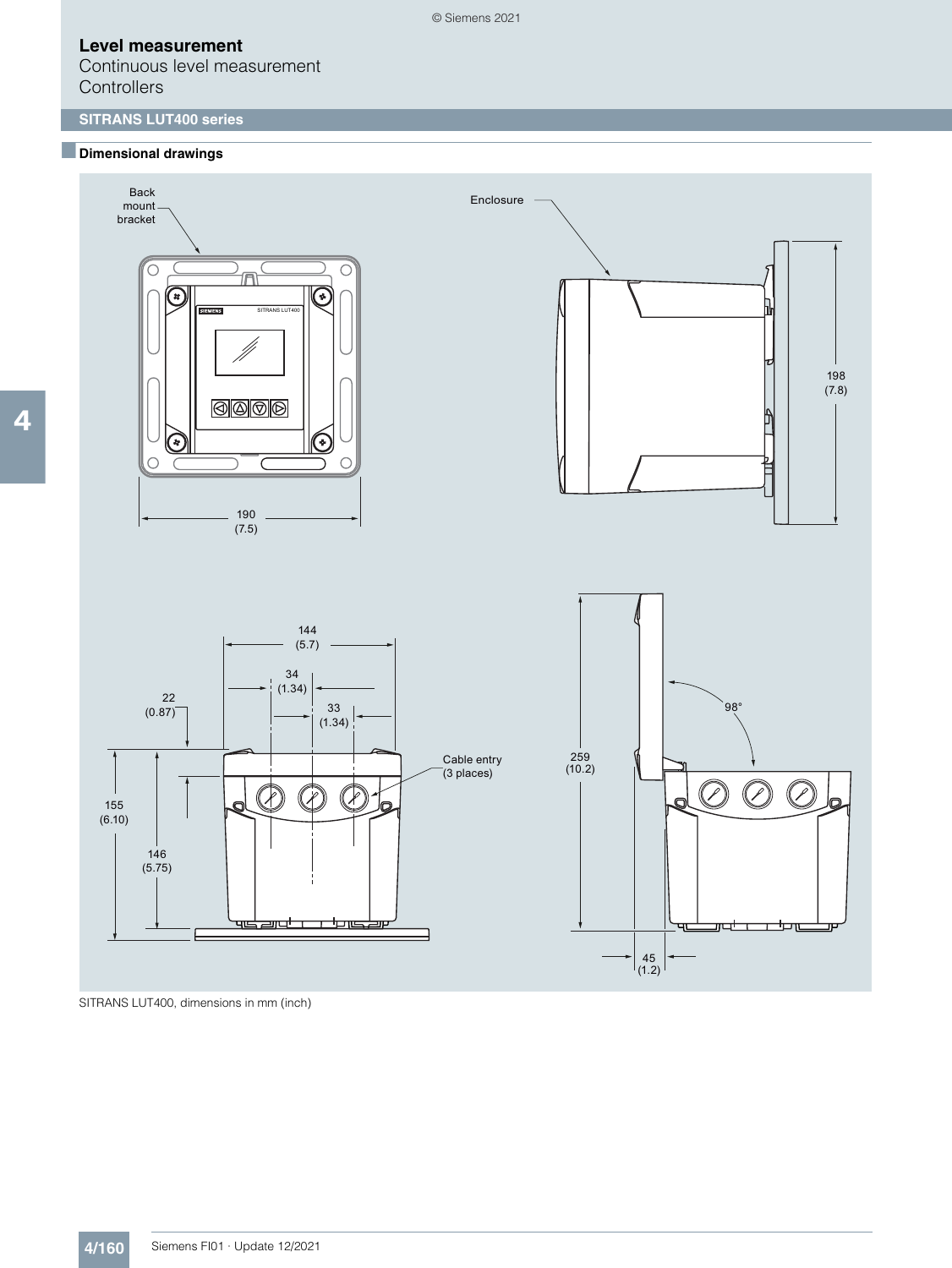## SITRANS LUT400 series

### Dimensional drawings

SITRANS LUT400, dimensions in mm (inch)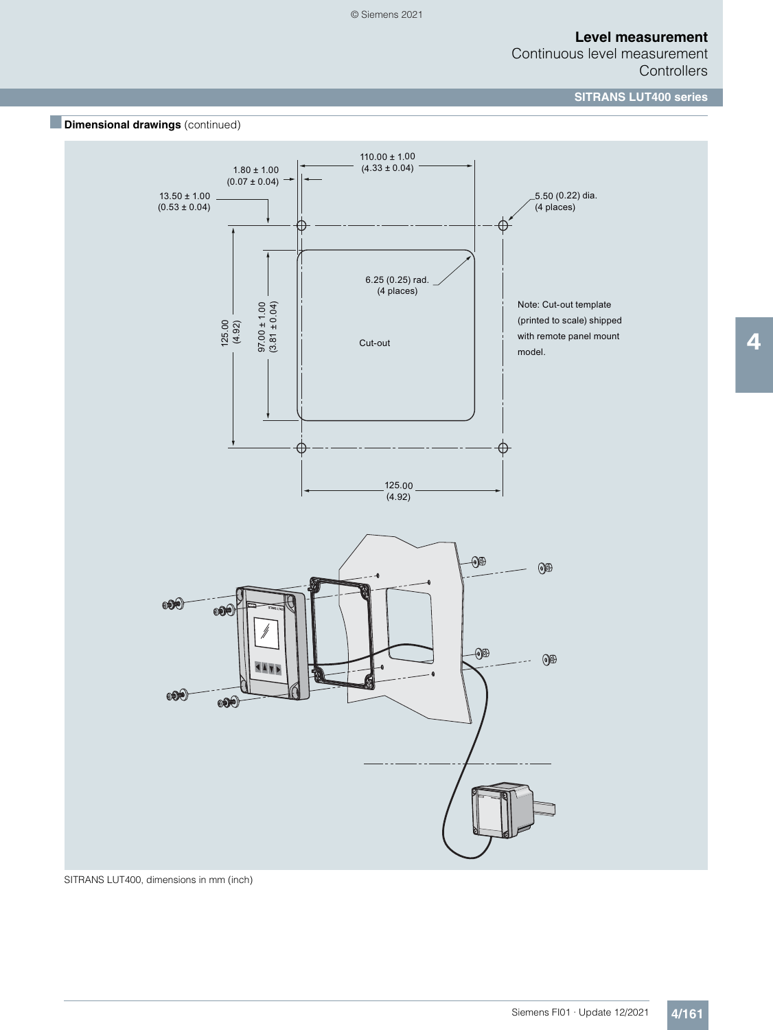## Dimensional drawings (continued)

110.00 ± 1.00
(4.33 ± 0.04)

1.80 ± 1.00
(0.07 ± 0.04)

13.50 ± 1.00
(0.53 ± 0.04)

5.50 (0.22) dia.
(4 places)

6.25 (0.25) rad.
(4 places)

125.00
(4.92)

97.00 ± 1.00
(3.81 ± 0.04)

Cut-out

Note: Cut-out template (printed to scale) shipped with remote panel mount model.

125.00
(4.92)

SITRANS LUT400, dimensions in mm (inch)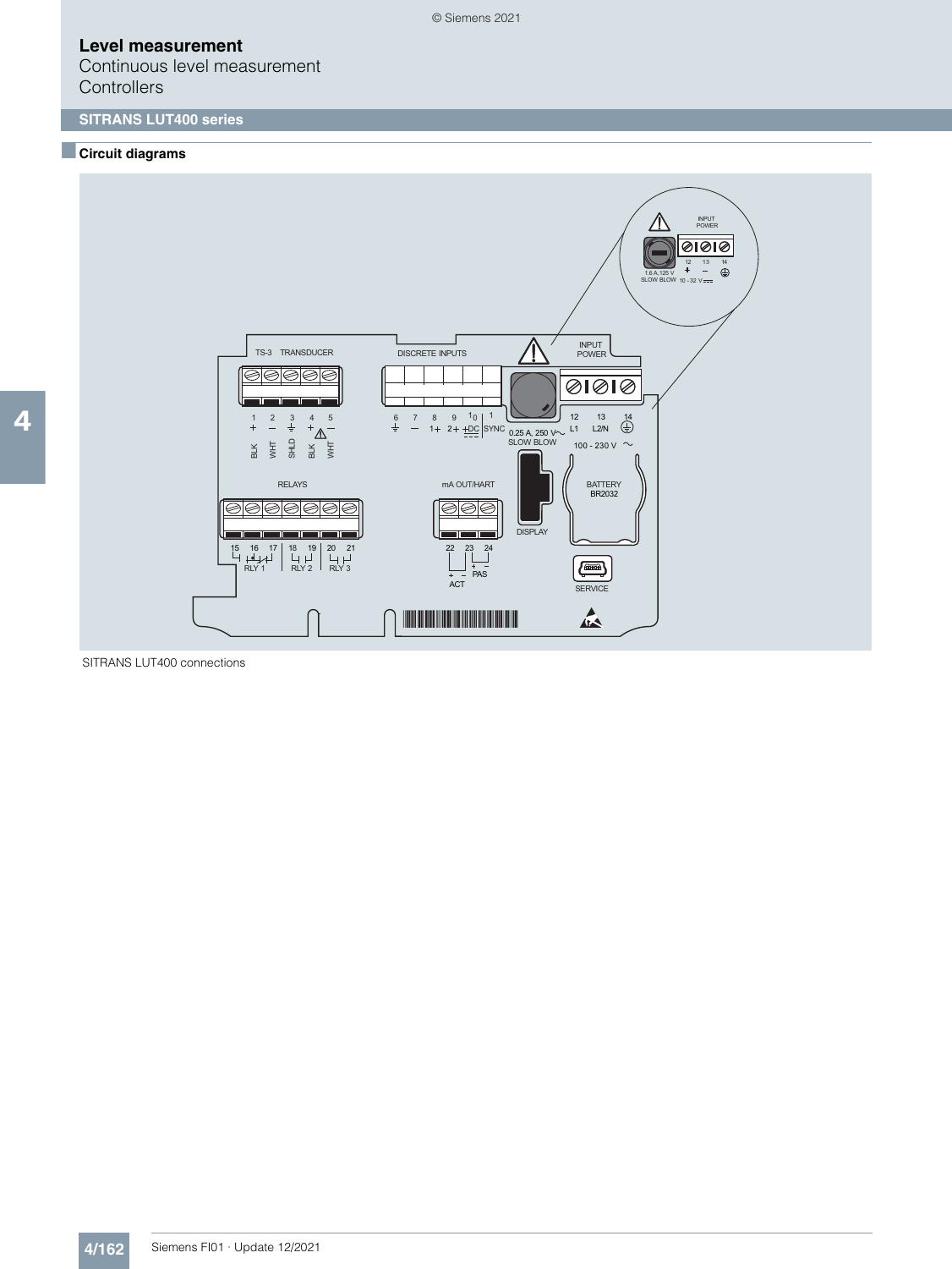# Level measurement

## Continuous level measurement

## Controllers

### SITRANS LUT400 series

#### Circuit diagrams

TS-3 TRANSDUCER

1 + 2 – 3 ⏚ 4 + 5 –

BLK WHT SHLD BLK WHT

DISCRETE INPUTS

6 ⏚ 7 – 8 1+ 9 2+ 10 +DC 11 SYNC

INPUT POWER

0.25 A, 250 V~ SLOW BLOW

12 L1 13 L2/N 14 ⏚

100 - 230 V ~

INPUT POWER

1.6 A, 125 V SLOW BLOW

12 + 13 – 14 ⏚

10 - 32 V

RELAYS

15 16 17 18 19 20 21

RLY 1 RLY 2 RLY 3

mA OUT/HART

22 23 24

+ – ACT

+ – PAS

DISPLAY

BATTERY BR2032

SERVICE

SITRANS LUT400 connections